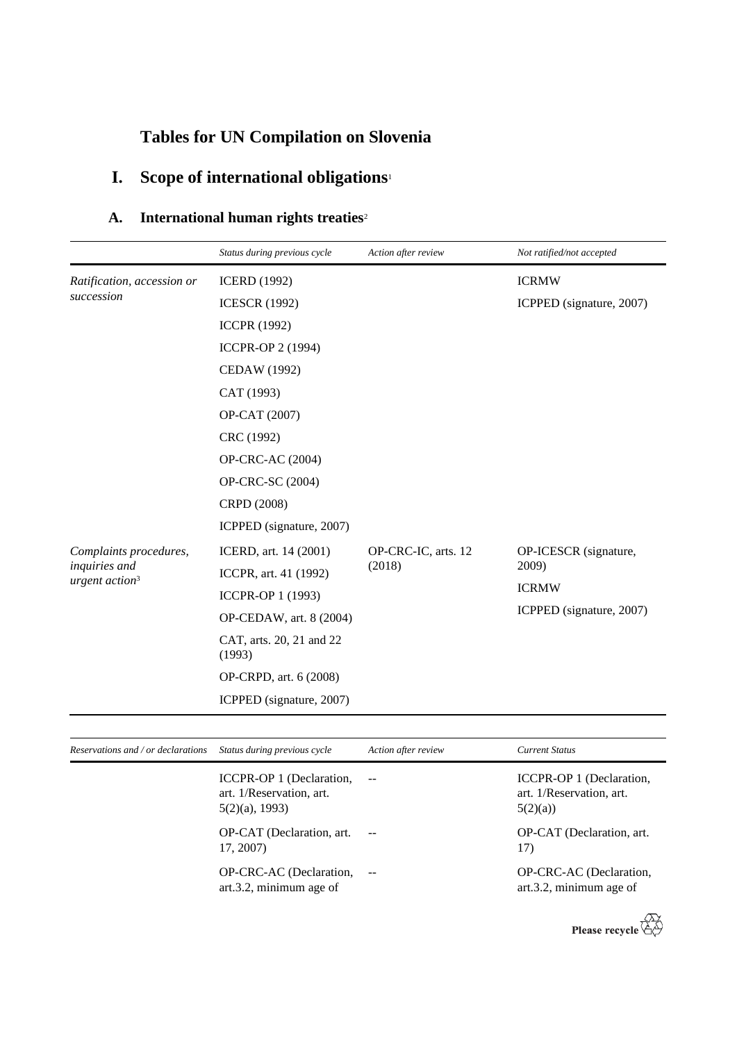# Tables for UN Compilation on Slovenia

## I. Scope of international obligations[1]

### A. International human rights treaties[2]

| | Status during previous cycle | Action after review | Not ratified/not accepted |
|---|---|---|---|
| *Ratification, accession or succession* | ICERD (1992)<br>ICESCR (1992)<br>ICCPR (1992)<br>ICCPR-OP 2 (1994)<br>CEDAW (1992)<br>CAT (1993)<br>OP-CAT (2007)<br>CRC (1992)<br>OP-CRC-AC (2004)<br>OP-CRC-SC (2004)<br>CRPD (2008)<br>ICPPED (signature, 2007) | | ICRMW<br>ICPPED (signature, 2007) |
| *Complaints procedures, inquiries and urgent action*[3] | ICERD, art. 14 (2001)<br>ICCPR, art. 41 (1992)<br>ICCPR-OP 1 (1993)<br>OP-CEDAW, art. 8 (2004)<br>CAT, arts. 20, 21 and 22 (1993)<br>OP-CRPD, art. 6 (2008)<br>ICPPED (signature, 2007) | OP-CRC-IC, arts. 12 (2018) | OP-ICESCR (signature, 2009)<br>ICRMW<br>ICPPED (signature, 2007) |

| *Reservations and / or declarations* | *Status during previous cycle* | *Action after review* | *Current Status* |
|---|---|---|---|
| | ICCPR-OP 1 (Declaration, art. 1/Reservation, art. 5(2)(a), 1993) | -- | ICCPR-OP 1 (Declaration, art. 1/Reservation, art. 5(2)(a)) |
| | OP-CAT (Declaration, art. 17, 2007) | -- | OP-CAT (Declaration, art. 17) |
| | OP-CRC-AC (Declaration, art.3.2, minimum age of | -- | OP-CRC-AC (Declaration, art.3.2, minimum age of |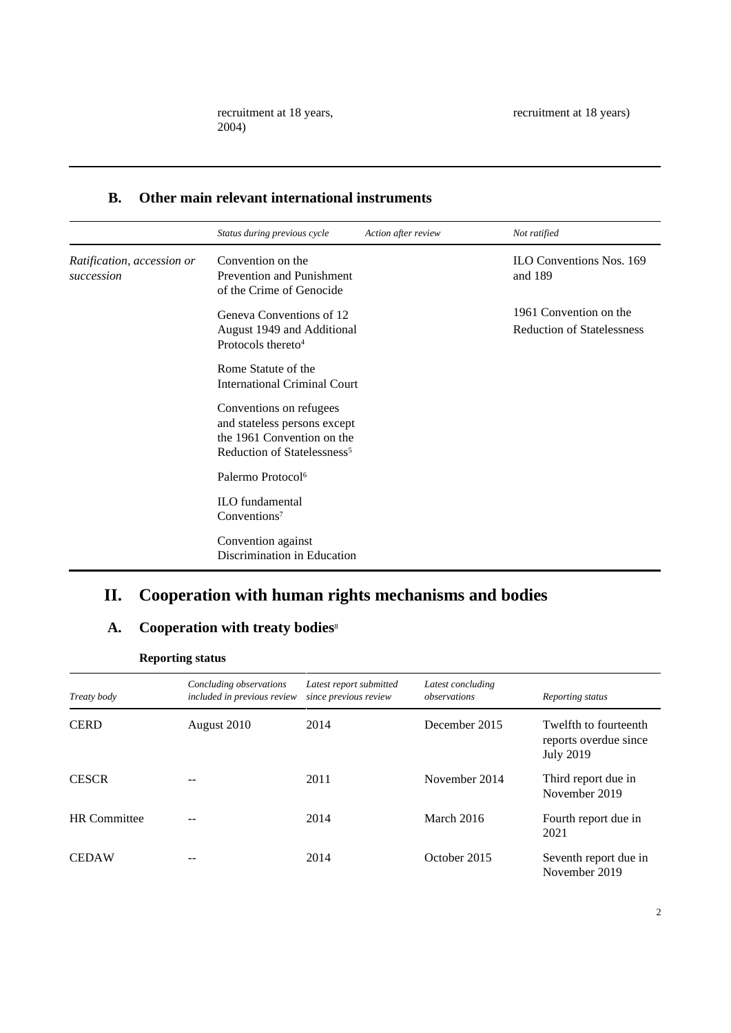| | | |
|---|---|---|
| | recruitment at 18 years, 2004) | recruitment at 18 years) |

## B. Other main relevant international instruments

| | *Status during previous cycle* | *Action after review* | *Not ratified* |
|---|---|---|---|
| *Ratification, accession or succession* | Convention on the Prevention and Punishment of the Crime of Genocide | | ILO Conventions Nos. 169 and 189 |
| | Geneva Conventions of 12 August 1949 and Additional Protocols thereto[4] | | 1961 Convention on the Reduction of Statelessness |
| | Rome Statute of the International Criminal Court | | |
| | Conventions on refugees and stateless persons except the 1961 Convention on the Reduction of Statelessness[5] | | |
| | Palermo Protocol[6] | | |
| | ILO fundamental Conventions[7] | | |
| | Convention against Discrimination in Education | | |

# II. Cooperation with human rights mechanisms and bodies

## A. Cooperation with treaty bodies[8]

### Reporting status

| *Treaty body* | *Concluding observations included in previous review* | *Latest report submitted since previous review* | *Latest concluding observations* | *Reporting status* |
|---|---|---|---|---|
| CERD | August 2010 | 2014 | December 2015 | Twelfth to fourteenth reports overdue since July 2019 |
| CESCR | -- | 2011 | November 2014 | Third report due in November 2019 |
| HR Committee | -- | 2014 | March 2016 | Fourth report due in 2021 |
| CEDAW | -- | 2014 | October 2015 | Seventh report due in November 2019 |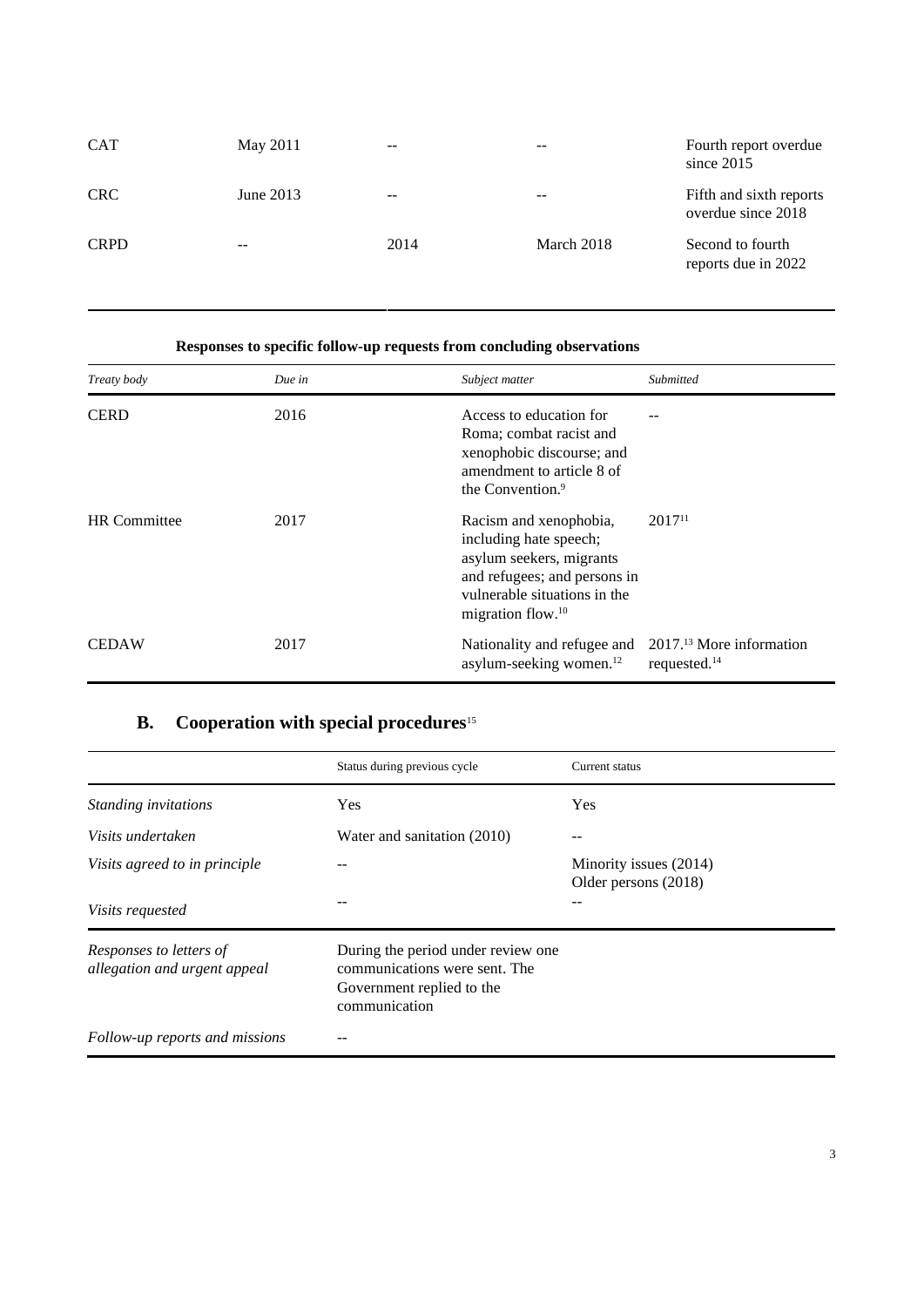| | | | | |
|---|---|---|---|---|
| CAT | May 2011 | -- | -- | Fourth report overdue since 2015 |
| CRC | June 2013 | -- | -- | Fifth and sixth reports overdue since 2018 |
| CRPD | -- | 2014 | March 2018 | Second to fourth reports due in 2022 |

**Responses to specific follow-up requests from concluding observations**

| *Treaty body* | *Due in* | *Subject matter* | *Submitted* |
|---|---|---|---|
| CERD | 2016 | Access to education for Roma; combat racist and xenophobic discourse; and amendment to article 8 of the Convention.[9] | -- |
| HR Committee | 2017 | Racism and xenophobia, including hate speech; asylum seekers, migrants and refugees; and persons in vulnerable situations in the migration flow.[10] | 2017[11] |
| CEDAW | 2017 | Nationality and refugee and asylum-seeking women.[12] | 2017.[13] More information requested.[14] |

## B. Cooperation with special procedures[15]

| | Status during previous cycle | Current status |
|---|---|---|
| *Standing invitations* | Yes | Yes |
| *Visits undertaken* | Water and sanitation (2010) | -- |
| *Visits agreed to in principle* | -- | Minority issues (2014)<br>Older persons (2018) |
| *Visits requested* | -- | -- |
| *Responses to letters of allegation and urgent appeal* | During the period under review one communications were sent. The Government replied to the communication | |
| *Follow-up reports and missions* | -- | |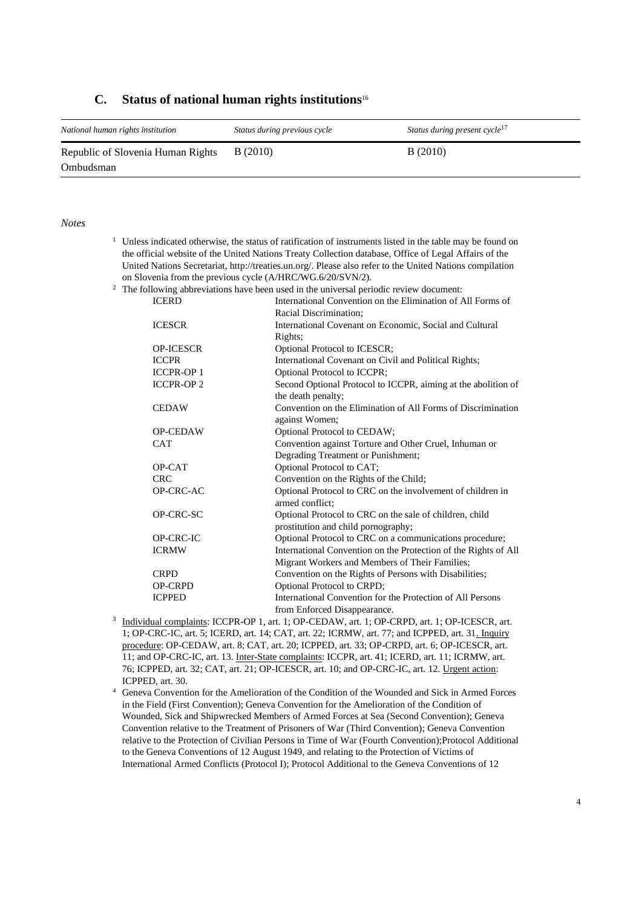## C. Status of national human rights institutions[16]

| National human rights institution | Status during previous cycle | Status during present cycle[17] |
| --- | --- | --- |
| Republic of Slovenia Human Rights Ombudsman | B (2010) | B (2010) |

*Notes*

[1] Unless indicated otherwise, the status of ratification of instruments listed in the table may be found on the official website of the United Nations Treaty Collection database, Office of Legal Affairs of the United Nations Secretariat, http://treaties.un.org/. Please also refer to the United Nations compilation on Slovenia from the previous cycle (A/HRC/WG.6/20/SVN/2).

[2] The following abbreviations have been used in the universal periodic review document:

| | |
| --- | --- |
| ICERD | International Convention on the Elimination of All Forms of Racial Discrimination; |
| ICESCR | International Covenant on Economic, Social and Cultural Rights; |
| OP-ICESCR | Optional Protocol to ICESCR; |
| ICCPR | International Covenant on Civil and Political Rights; |
| ICCPR-OP 1 | Optional Protocol to ICCPR; |
| ICCPR-OP 2 | Second Optional Protocol to ICCPR, aiming at the abolition of the death penalty; |
| CEDAW | Convention on the Elimination of All Forms of Discrimination against Women; |
| OP-CEDAW | Optional Protocol to CEDAW; |
| CAT | Convention against Torture and Other Cruel, Inhuman or Degrading Treatment or Punishment; |
| OP-CAT | Optional Protocol to CAT; |
| CRC | Convention on the Rights of the Child; |
| OP-CRC-AC | Optional Protocol to CRC on the involvement of children in armed conflict; |
| OP-CRC-SC | Optional Protocol to CRC on the sale of children, child prostitution and child pornography; |
| OP-CRC-IC | Optional Protocol to CRC on a communications procedure; |
| ICRMW | International Convention on the Protection of the Rights of All Migrant Workers and Members of Their Families; |
| CRPD | Convention on the Rights of Persons with Disabilities; |
| OP-CRPD | Optional Protocol to CRPD; |
| ICPPED | International Convention for the Protection of All Persons from Enforced Disappearance. |

[3] Individual complaints: ICCPR-OP 1, art. 1; OP-CEDAW, art. 1; OP-CRPD, art. 1; OP-ICESCR, art. 1; OP-CRC-IC, art. 5; ICERD, art. 14; CAT, art. 22; ICRMW, art. 77; and ICPPED, art. 31. Inquiry procedure: OP-CEDAW, art. 8; CAT, art. 20; ICPPED, art. 33; OP-CRPD, art. 6; OP-ICESCR, art. 11; and OP-CRC-IC, art. 13. Inter-State complaints: ICCPR, art. 41; ICERD, art. 11; ICRMW, art. 76; ICPPED, art. 32; CAT, art. 21; OP-ICESCR, art. 10; and OP-CRC-IC, art. 12. Urgent action: ICPPED, art. 30.

[4] Geneva Convention for the Amelioration of the Condition of the Wounded and Sick in Armed Forces in the Field (First Convention); Geneva Convention for the Amelioration of the Condition of Wounded, Sick and Shipwrecked Members of Armed Forces at Sea (Second Convention); Geneva Convention relative to the Treatment of Prisoners of War (Third Convention); Geneva Convention relative to the Protection of Civilian Persons in Time of War (Fourth Convention);Protocol Additional to the Geneva Conventions of 12 August 1949, and relating to the Protection of Victims of International Armed Conflicts (Protocol I); Protocol Additional to the Geneva Conventions of 12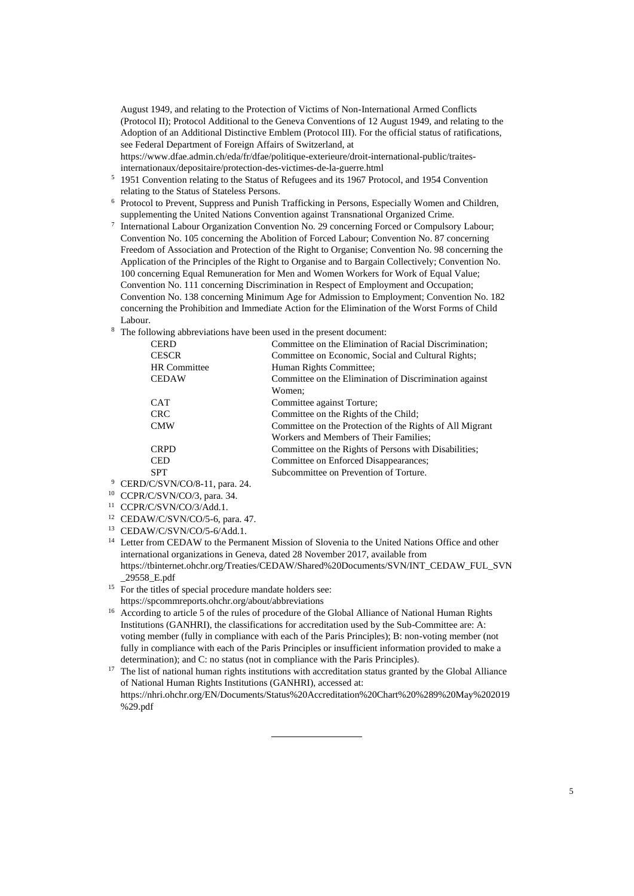August 1949, and relating to the Protection of Victims of Non-International Armed Conflicts (Protocol II); Protocol Additional to the Geneva Conventions of 12 August 1949, and relating to the Adoption of an Additional Distinctive Emblem (Protocol III). For the official status of ratifications, see Federal Department of Foreign Affairs of Switzerland, at https://www.dfae.admin.ch/eda/fr/dfae/politique-exterieure/droit-international-public/traites-internationaux/depositaire/protection-des-victimes-de-la-guerre.html

[5] 1951 Convention relating to the Status of Refugees and its 1967 Protocol, and 1954 Convention relating to the Status of Stateless Persons.

[6] Protocol to Prevent, Suppress and Punish Trafficking in Persons, Especially Women and Children, supplementing the United Nations Convention against Transnational Organized Crime.

[7] International Labour Organization Convention No. 29 concerning Forced or Compulsory Labour; Convention No. 105 concerning the Abolition of Forced Labour; Convention No. 87 concerning Freedom of Association and Protection of the Right to Organise; Convention No. 98 concerning the Application of the Principles of the Right to Organise and to Bargain Collectively; Convention No. 100 concerning Equal Remuneration for Men and Women Workers for Work of Equal Value; Convention No. 111 concerning Discrimination in Respect of Employment and Occupation; Convention No. 138 concerning Minimum Age for Admission to Employment; Convention No. 182 concerning the Prohibition and Immediate Action for the Elimination of the Worst Forms of Child Labour.

[8] The following abbreviations have been used in the present document:

| | |
|---|---|
| CERD | Committee on the Elimination of Racial Discrimination; |
| CESCR | Committee on Economic, Social and Cultural Rights; |
| HR Committee | Human Rights Committee; |
| CEDAW | Committee on the Elimination of Discrimination against Women; |
| CAT | Committee against Torture; |
| CRC | Committee on the Rights of the Child; |
| CMW | Committee on the Protection of the Rights of All Migrant Workers and Members of Their Families; |
| CRPD | Committee on the Rights of Persons with Disabilities; |
| CED | Committee on Enforced Disappearances; |
| SPT | Subcommittee on Prevention of Torture. |

[9] CERD/C/SVN/CO/8-11, para. 24.

[10] CCPR/C/SVN/CO/3, para. 34.

[11] CCPR/C/SVN/CO/3/Add.1.

[12] CEDAW/C/SVN/CO/5-6, para. 47.

[13] CEDAW/C/SVN/CO/5-6/Add.1.

[14] Letter from CEDAW to the Permanent Mission of Slovenia to the United Nations Office and other international organizations in Geneva, dated 28 November 2017, available from https://tbinternet.ohchr.org/Treaties/CEDAW/Shared%20Documents/SVN/INT_CEDAW_FUL_SVN_29558_E.pdf

[15] For the titles of special procedure mandate holders see: https://spcommreports.ohchr.org/about/abbreviations

[16] According to article 5 of the rules of procedure of the Global Alliance of National Human Rights Institutions (GANHRI), the classifications for accreditation used by the Sub-Committee are: A: voting member (fully in compliance with each of the Paris Principles); B: non-voting member (not fully in compliance with each of the Paris Principles or insufficient information provided to make a determination); and C: no status (not in compliance with the Paris Principles).

[17] The list of national human rights institutions with accreditation status granted by the Global Alliance of National Human Rights Institutions (GANHRI), accessed at: https://nhri.ohchr.org/EN/Documents/Status%20Accreditation%20Chart%20%289%20May%202019%29.pdf